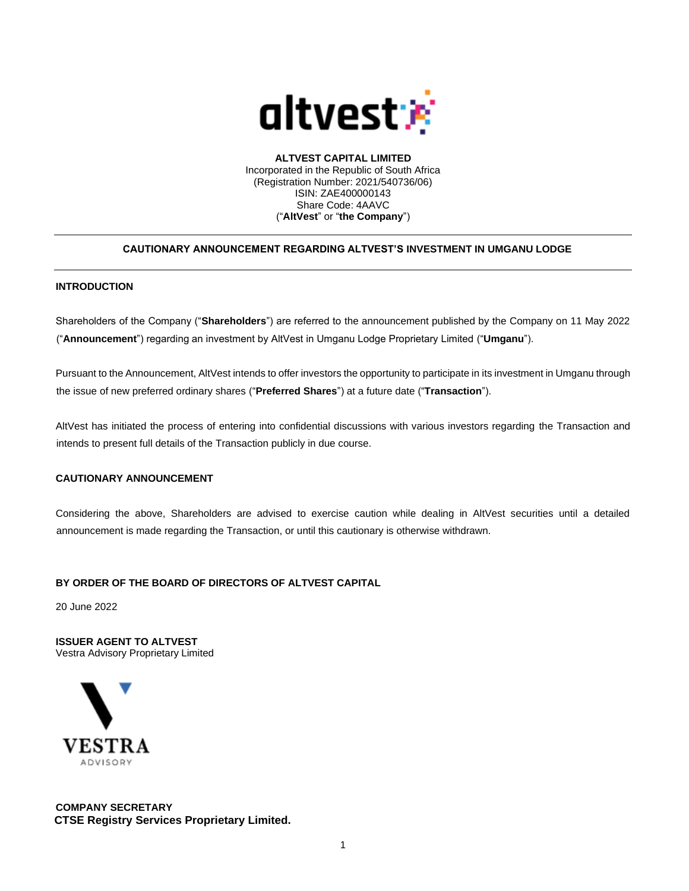**ALTVEST CAPITAL LIMITED**
Incorporated in the Republic of South Africa
(Registration Number: 2021/540736/06)
ISIN: ZAE400000143
Share Code: 4AAVC
("**AltVest**" or "**the Company**")

---

## CAUTIONARY ANNOUNCEMENT REGARDING ALTVEST'S INVESTMENT IN UMGANU LODGE

---

### INTRODUCTION

Shareholders of the Company ("**Shareholders**") are referred to the announcement published by the Company on 11 May 2022 ("**Announcement**") regarding an investment by AltVest in Umganu Lodge Proprietary Limited ("**Umganu**").

Pursuant to the Announcement, AltVest intends to offer investors the opportunity to participate in its investment in Umganu through the issue of new preferred ordinary shares ("**Preferred Shares**") at a future date ("**Transaction**").

AltVest has initiated the process of entering into confidential discussions with various investors regarding the Transaction and intends to present full details of the Transaction publicly in due course.

### CAUTIONARY ANNOUNCEMENT

Considering the above, Shareholders are advised to exercise caution while dealing in AltVest securities until a detailed announcement is made regarding the Transaction, or until this cautionary is otherwise withdrawn.

**BY ORDER OF THE BOARD OF DIRECTORS OF ALTVEST CAPITAL**

20 June 2022

**ISSUER AGENT TO ALTVEST**
Vestra Advisory Proprietary Limited

**COMPANY SECRETARY**
**CTSE Registry Services Proprietary Limited.**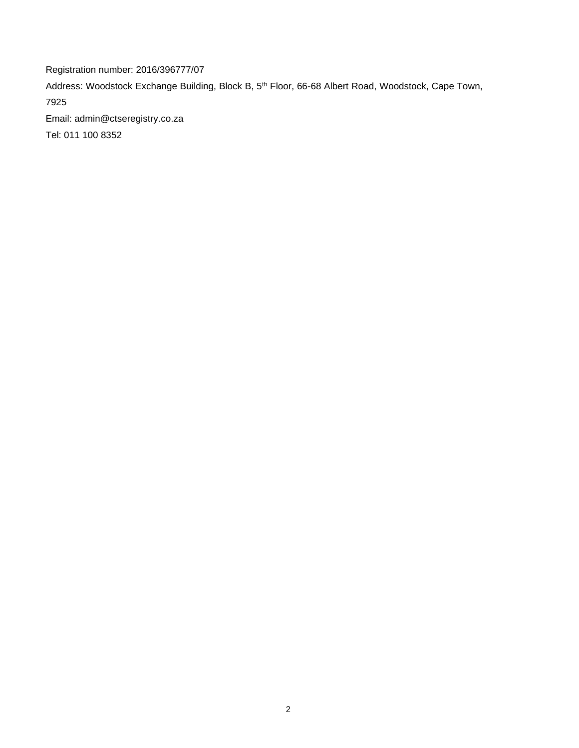Registration number: 2016/396777/07

Address: Woodstock Exchange Building, Block B, 5th Floor, 66-68 Albert Road, Woodstock, Cape Town, 7925

Email: admin@ctseregistry.co.za

Tel: 011 100 8352